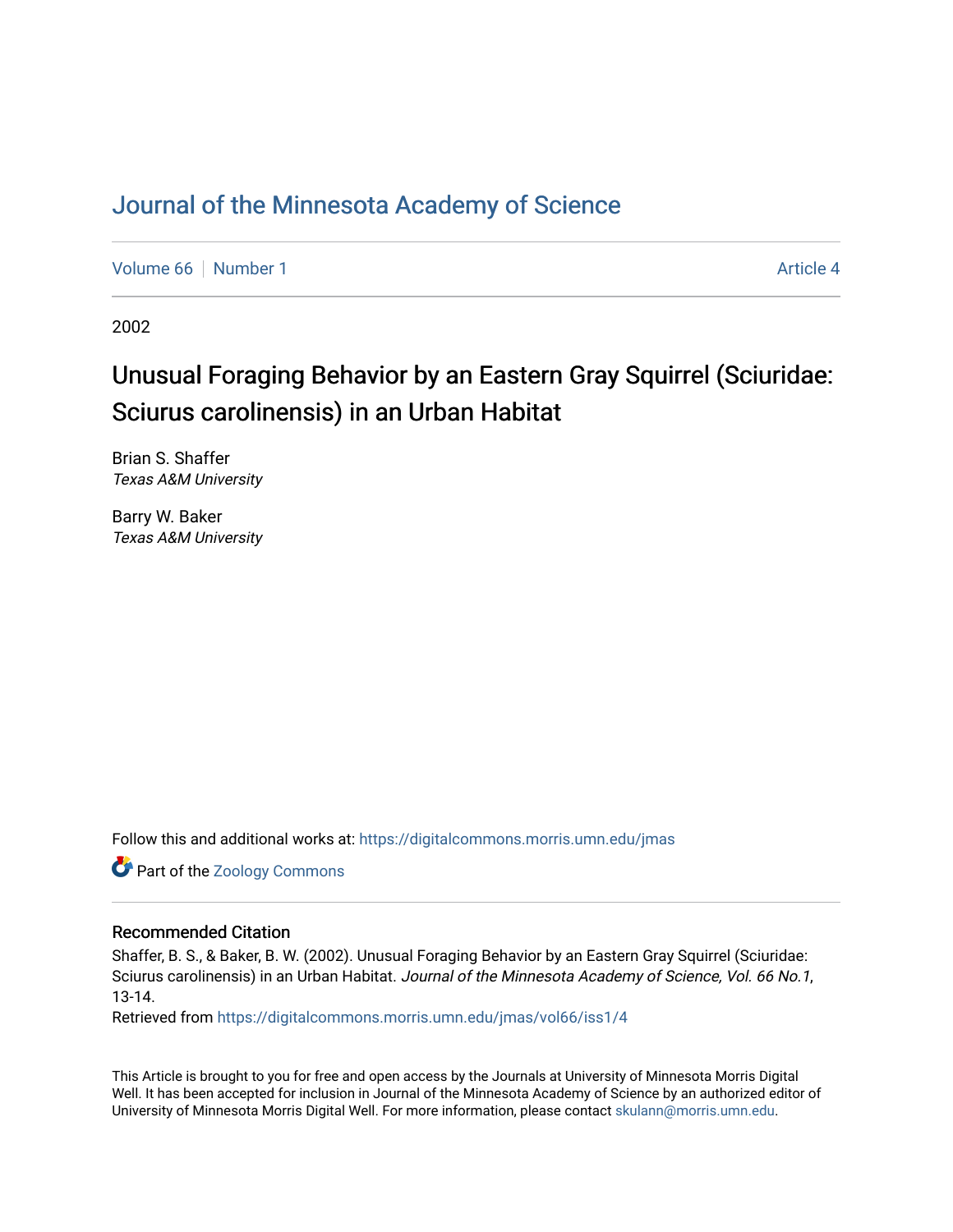# Journal of the Minnesota Academy of Science

Volume 66 | Number 1 | Article 4

2002

## Unusual Foraging Behavior by an Eastern Gray Squirrel (Sciuridae: Sciurus carolinensis) in an Urban Habitat

Brian S. Shaffer
*Texas A&M University*

Barry W. Baker
*Texas A&M University*

Follow this and additional works at: https://digitalcommons.morris.umn.edu/jmas

Part of the Zoology Commons

### Recommended Citation

Shaffer, B. S., & Baker, B. W. (2002). Unusual Foraging Behavior by an Eastern Gray Squirrel (Sciuridae: Sciurus carolinensis) in an Urban Habitat. *Journal of the Minnesota Academy of Science, Vol. 66 No.1*, 13-14.
Retrieved from https://digitalcommons.morris.umn.edu/jmas/vol66/iss1/4

This Article is brought to you for free and open access by the Journals at University of Minnesota Morris Digital Well. It has been accepted for inclusion in Journal of the Minnesota Academy of Science by an authorized editor of University of Minnesota Morris Digital Well. For more information, please contact skulann@morris.umn.edu.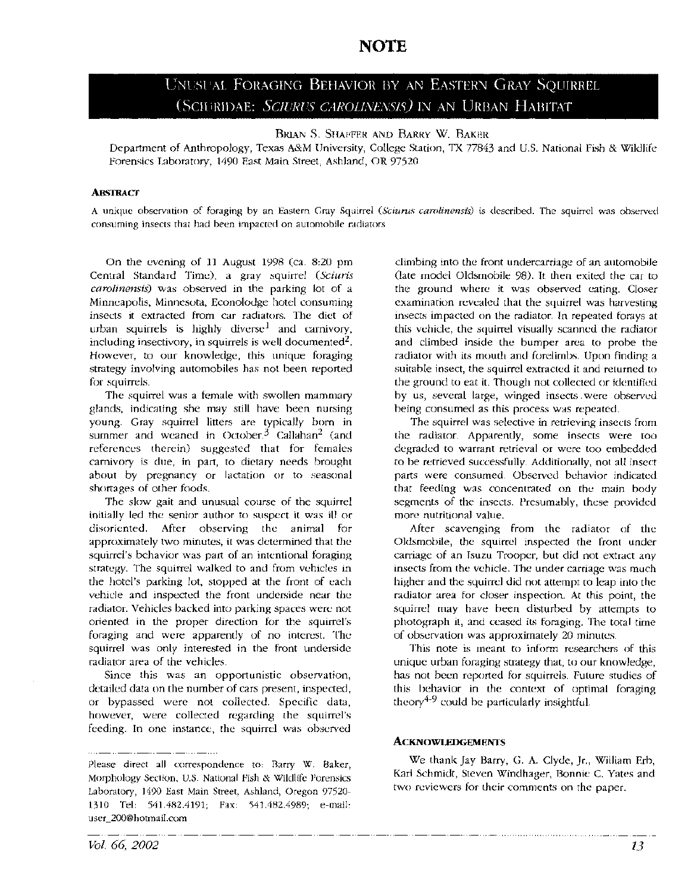# NOTE

## UNUSUAL FORAGING BEHAVIOR BY AN EASTERN GRAY SQUIRREL (SCIURIDAE: *SCIURUS CAROLINENSIS*) IN AN URBAN HABITAT

BRIAN S. SHAFFER AND BARRY W. BAKER

Department of Anthropology, Texas A&M University, College Station, TX 77843 and U.S. National Fish & Wildlife Forensics Laboratory, 1490 East Main Street, Ashland, OR 97520

### ABSTRACT

A unique observation of foraging by an Eastern Gray Squirrel (*Sciurus carolinensis*) is described. The squirrel was observed consuming insects that had been impacted on automobile radiators

On the evening of 11 August 1998 (ca. 8:20 pm Central Standard Time), a gray squirrel (*Sciuris carolinensis*) was observed in the parking lot of a Minneapolis, Minnesota, Econolodge hotel consuming insects it extracted from car radiators. The diet of urban squirrels is highly diverse[1] and carnivory, including insectivory, in squirrels is well documented[2]. However, to our knowledge, this unique foraging strategy involving automobiles has not been reported for squirrels.

The squirrel was a female with swollen mammary glands, indicating she may still have been nursing young. Gray squirrel litters are typically born in summer and weaned in October.[3] Callahan[2] (and references therein) suggested that for females carnivory is due, in part, to dietary needs brought about by pregnancy or lactation or to seasonal shortages of other foods.

The slow gait and unusual course of the squirrel initially led the senior author to suspect it was ill or disoriented. After observing the animal for approximately two minutes, it was determined that the squirrel's behavior was part of an intentional foraging strategy. The squirrel walked to and from vehicles in the hotel's parking lot, stopped at the front of each vehicle and inspected the front underside near the radiator. Vehicles backed into parking spaces were not oriented in the proper direction for the squirrel's foraging and were apparently of no interest. The squirrel was only interested in the front underside radiator area of the vehicles.

Since this was an opportunistic observation, detailed data on the number of cars present, inspected, or bypassed were not collected. Specific data, however, were collected regarding the squirrel's feeding. In one instance, the squirrel was observed climbing into the front undercarriage of an automobile (late model Oldsmobile 98). It then exited the car to the ground where it was observed eating. Closer examination revealed that the squirrel was harvesting insects impacted on the radiator. In repeated forays at this vehicle, the squirrel visually scanned the radiator and climbed inside the bumper area to probe the radiator with its mouth and forelimbs. Upon finding a suitable insect, the squirrel extracted it and returned to the ground to eat it. Though not collected or identified by us, several large, winged insects were observed being consumed as this process was repeated.

The squirrel was selective in retrieving insects from the radiator. Apparently, some insects were too degraded to warrant retrieval or were too embedded to be retrieved successfully. Additionally, not all insect parts were consumed. Observed behavior indicated that feeding was concentrated on the main body segments of the insects. Presumably, these provided more nutritional value.

After scavenging from the radiator of the Oldsmobile, the squirrel inspected the front under carriage of an Isuzu Trooper, but did not extract any insects from the vehicle. The under carriage was much higher and the squirrel did not attempt to leap into the radiator area for closer inspection. At this point, the squirrel may have been disturbed by attempts to photograph it, and ceased its foraging. The total time of observation was approximately 20 minutes.

This note is meant to inform researchers of this unique urban foraging strategy that, to our knowledge, has not been reported for squirrels. Future studies of this behavior in the context of optimal foraging theory[4-9] could be particularly insightful.

### ACKNOWLEDGEMENTS

We thank Jay Barry, G. A. Clyde, Jr., William Erb, Kari Schmidt, Steven Windhager, Bonnie C. Yates and two reviewers for their comments on the paper.

---

Please direct all correspondence to: Barry W. Baker, Morphology Section, U.S. National Fish & Wildlife Forensics Laboratory, 1490 East Main Street, Ashland, Oregon 97520-1310 Tel: 541.482.4191; Fax: 541.482.4989; e-mail: user_200@hotmail.com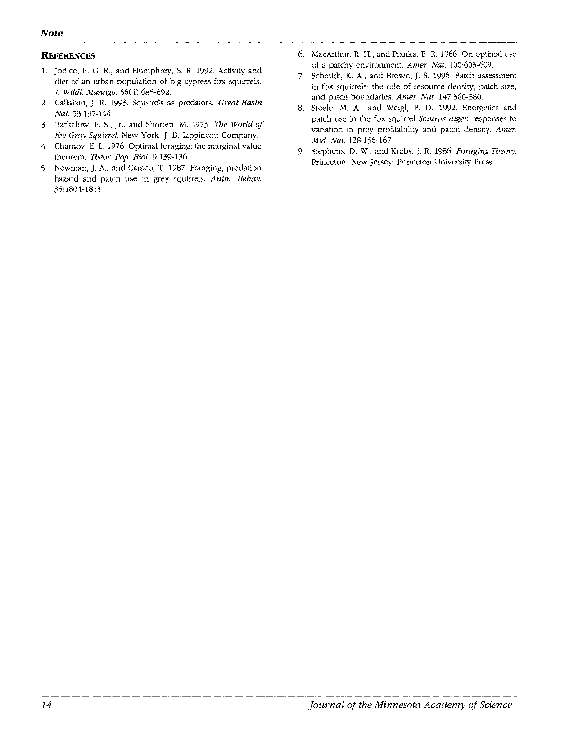## References

1. Jodice, P. G. R., and Humphrey, S. R. 1992. Activity and diet of an urban population of big cypress fox squirrels. *J. Wildl. Manage.* 56(4):685-692.
2. Callahan, J. R. 1993. Squirrels as predators. *Great Basin Nat.* 53:137-144.
3. Barkalow, F. S., Jr., and Shorten, M. 1973. *The World of the Gray Squirrel.* New York: J. B. Lippincott Company.
4. Charnov, E. L. 1976. Optimal foraging: the marginal value theorem. *Theor. Pop. Biol.* 9:139-136.
5. Newman, J. A., and Caraco, T. 1987. Foraging, predation hazard and patch use in grey squirrels. *Anim. Behav.* 35:1804-1813.
6. MacArthur, R. H., and Pianka, E. R. 1966. On optimal use of a patchy environment. *Amer. Nat.* 100:603-609.
7. Schmidt, K. A., and Brown, J. S. 1996. Patch assessment in fox squirrels: the role of resource density, patch size, and patch boundaries. *Amer. Nat.* 147:360-380.
8. Steele, M. A., and Weigl, P. D. 1992. Energetics and patch use in the fox squirrel *Sciurus niger*: responses to variation in prey profitability and patch density. *Amer. Mid. Nat.* 128:156-167.
9. Stephens, D. W., and Krebs, J. R. 1986. *Foraging Theory.* Princeton, New Jersey: Princeton University Press.